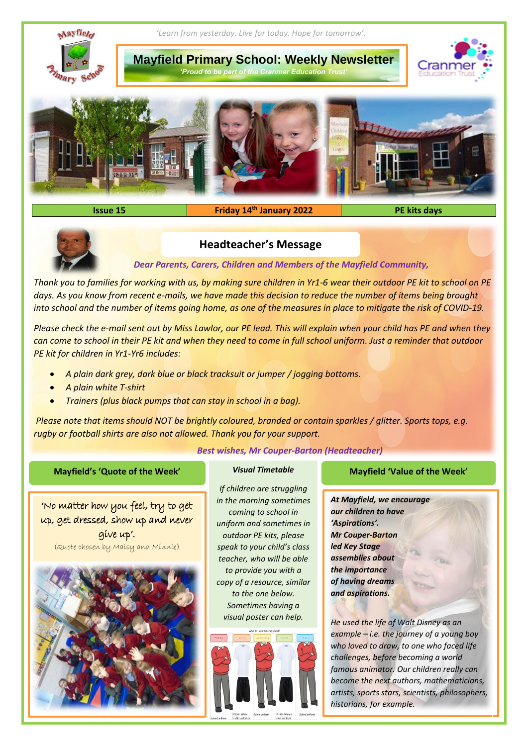*'Learn from yesterday. Live for today. Hope for tomorrow'.*

# Mayfield Primary School: Weekly Newsletter

*'Proud to be part of the Cranmer Education Trust'*

| Issue 15 | Friday 14th January 2022 | PE kits days |
| --- | --- | --- |

## Headteacher's Message

***Dear Parents, Carers, Children and Members of the Mayfield Community,***

*Thank you to families for working with us, by making sure children in Yr1-6 wear their outdoor PE kit to school on PE days. As you know from recent e-mails, we have made this decision to reduce the number of items being brought into school and the number of items going home, as one of the measures in place to mitigate the risk of COVID-19.*

*Please check the e-mail sent out by Miss Lawlor, our PE lead. This will explain when your child has PE and when they can come to school in their PE kit and when they need to come in full school uniform. Just a reminder that outdoor PE kit for children in Yr1-Yr6 includes:*

- *A plain dark grey, dark blue or black tracksuit or jumper / jogging bottoms.*
- *A plain white T-shirt*
- *Trainers (plus black pumps that can stay in school in a bag).*

*Please note that items should NOT be brightly coloured, branded or contain sparkles / glitter. Sports tops, e.g. rugby or football shirts are also not allowed. Thank you for your support.*

***Best wishes, Mr Couper-Barton (Headteacher)***

### Mayfield's 'Quote of the Week'

'No matter how you feel, try to get up, get dressed, show up and never give up'.

(Quote chosen by Maisy and Minnie)

### Visual Timetable

*If children are struggling in the morning sometimes coming to school in uniform and sometimes in outdoor PE kits, please speak to your child's class teacher, who will be able to provide you with a copy of a resource, similar to the one below. Sometimes having a visual poster can help.*

### Mayfield 'Value of the Week'

***At Mayfield, we encourage our children to have 'Aspirations'. Mr Couper-Barton led Key Stage assemblies about the importance of having dreams and aspirations.***

*He used the life of Walt Disney as an example – i.e. the journey of a young boy who loved to draw, to one who faced life challenges, before becoming a world famous animator. Our children really can become the next authors, mathematicians, artists, sports stars, scientists, philosophers, historians, for example.*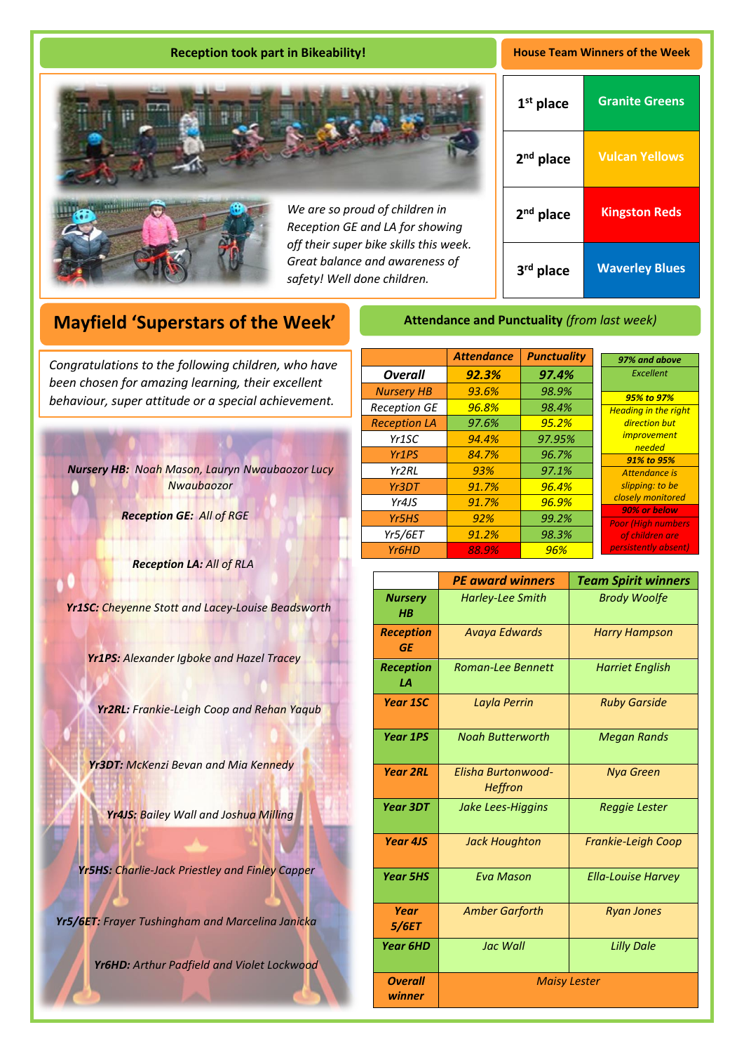## Reception took part in Bikeability!

*We are so proud of children in Reception GE and LA for showing off their super bike skills this week. Great balance and awareness of safety! Well done children.*

## House Team Winners of the Week

| | |
|---|---|
| 1st place | Granite Greens |
| 2nd place | Vulcan Yellows |
| 2nd place | Kingston Reds |
| 3rd place | Waverley Blues |

## Mayfield 'Superstars of the Week'

*Congratulations to the following children, who have been chosen for amazing learning, their excellent behaviour, super attitude or a special achievement.*

***Nursery HB:*** *Noah Mason, Lauryn Nwaubaozor Lucy Nwaubaozor*

***Reception GE:*** *All of RGE*

***Reception LA:*** *All of RLA*

***Yr1SC:*** *Cheyenne Stott and Lacey-Louise Beadsworth*

***Yr1PS:*** *Alexander Igboke and Hazel Tracey*

***Yr2RL:*** *Frankie-Leigh Coop and Rehan Yaqub*

***Yr3DT:*** *McKenzi Bevan and Mia Kennedy*

***Yr4JS:*** *Bailey Wall and Joshua Milling*

***Yr5HS:*** *Charlie-Jack Priestley and Finley Capper*

***Yr5/6ET:*** *Frayer Tushingham and Marcelina Janicka*

***Yr6HD:*** *Arthur Padfield and Violet Lockwood*

## Attendance and Punctuality *(from last week)*

| | Attendance | Punctuality |
|---|---|---|
| **Overall** | **92.3%** | **97.4%** |
| Nursery HB | 93.6% | 98.9% |
| Reception GE | 96.8% | 98.4% |
| Reception LA | 97.6% | 95.2% |
| Yr1SC | 94.4% | 97.95% |
| Yr1PS | 84.7% | 96.7% |
| Yr2RL | 93% | 97.1% |
| Yr3DT | 91.7% | 96.4% |
| Yr4JS | 91.7% | 96.9% |
| Yr5HS | 92% | 99.2% |
| Yr5/6ET | 91.2% | 98.3% |
| Yr6HD | 88.9% | 96% |

| Key | |
|---|---|
| 97% and above | Excellent |
| 95% to 97% | Heading in the right direction but improvement needed |
| 91% to 95% | Attendance is slipping: to be closely monitored |
| 90% or below | Poor (High numbers of children are persistently absent) |

| | PE award winners | Team Spirit winners |
|---|---|---|
| **Nursery HB** | Harley-Lee Smith | Brody Woolfe |
| **Reception GE** | Avaya Edwards | Harry Hampson |
| **Reception LA** | Roman-Lee Bennett | Harriet English |
| **Year 1SC** | Layla Perrin | Ruby Garside |
| **Year 1PS** | Noah Butterworth | Megan Rands |
| **Year 2RL** | Elisha Burtonwood-Heffron | Nya Green |
| **Year 3DT** | Jake Lees-Higgins | Reggie Lester |
| **Year 4JS** | Jack Houghton | Frankie-Leigh Coop |
| **Year 5HS** | Eva Mason | Ella-Louise Harvey |
| **Year 5/6ET** | Amber Garforth | Ryan Jones |
| **Year 6HD** | Jac Wall | Lilly Dale |
| **Overall winner** | Maisy Lester | |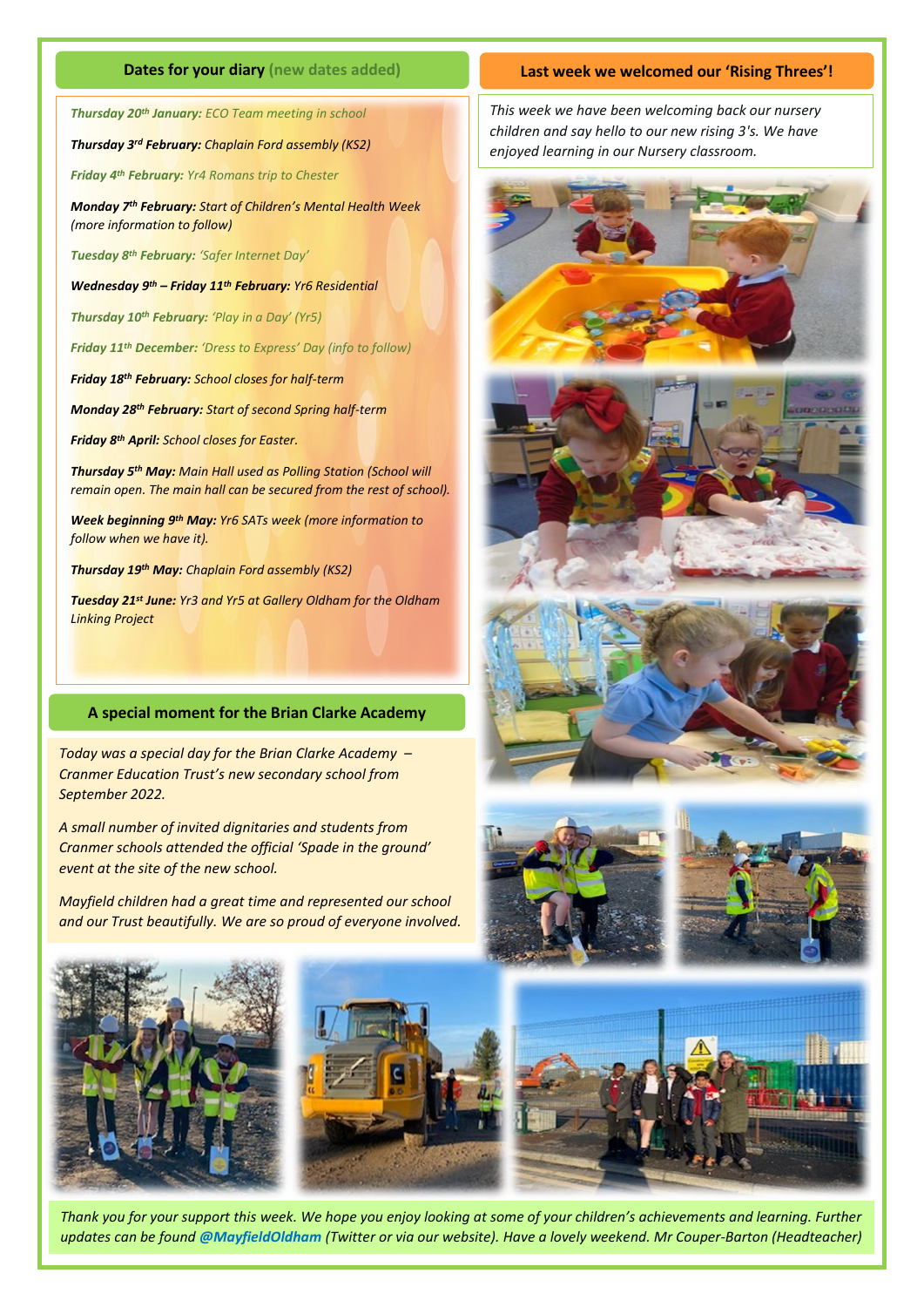## Dates for your diary (new dates added)

*Thursday 20th January:* *ECO Team meeting in school*

***Thursday 3rd February:*** *Chaplain Ford assembly (KS2)*

***Friday 4th February:*** *Yr4 Romans trip to Chester*

***Monday 7th February:*** *Start of Children's Mental Health Week (more information to follow)*

***Tuesday 8th February:*** *'Safer Internet Day'*

***Wednesday 9th – Friday 11th February:*** *Yr6 Residential*

***Thursday 10th February:*** *'Play in a Day' (Yr5)*

***Friday 11th December:*** *'Dress to Express' Day (info to follow)*

***Friday 18th February:*** *School closes for half-term*

***Monday 28th February:*** *Start of second Spring half-term*

***Friday 8th April:*** *School closes for Easter.*

***Thursday 5th May:*** *Main Hall used as Polling Station (School will remain open. The main hall can be secured from the rest of school).*

***Week beginning 9th May:*** *Yr6 SATs week (more information to follow when we have it).*

***Thursday 19th May:*** *Chaplain Ford assembly (KS2)*

***Tuesday 21st June:*** *Yr3 and Yr5 at Gallery Oldham for the Oldham Linking Project*

## A special moment for the Brian Clarke Academy

*Today was a special day for the Brian Clarke Academy – Cranmer Education Trust's new secondary school from September 2022.*

*A small number of invited dignitaries and students from Cranmer schools attended the official 'Spade in the ground' event at the site of the new school.*

*Mayfield children had a great time and represented our school and our Trust beautifully. We are so proud of everyone involved.*

## Last week we welcomed our 'Rising Threes'!

*This week we have been welcoming back our nursery children and say hello to our new rising 3's. We have enjoyed learning in our Nursery classroom.*

*Thank you for your support this week. We hope you enjoy looking at some of your children's achievements and learning. Further updates can be found* ***@MayfieldOldham*** *(Twitter or via our website). Have a lovely weekend. Mr Couper-Barton (Headteacher)*